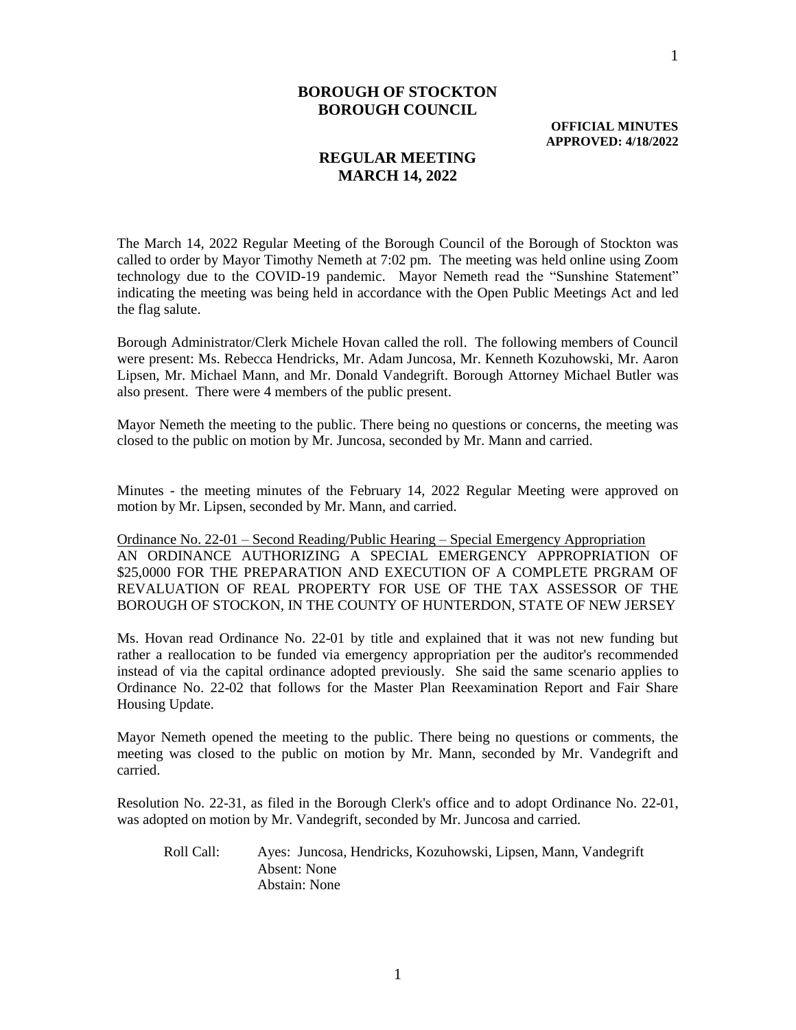**BOROUGH OF STOCKTON**
**BOROUGH COUNCIL**

**OFFICIAL MINUTES**
**APPROVED: 4/18/2022**

**REGULAR MEETING**
**MARCH 14, 2022**

The March 14, 2022 Regular Meeting of the Borough Council of the Borough of Stockton was called to order by Mayor Timothy Nemeth at 7:02 pm. The meeting was held online using Zoom technology due to the COVID-19 pandemic. Mayor Nemeth read the "Sunshine Statement" indicating the meeting was being held in accordance with the Open Public Meetings Act and led the flag salute.

Borough Administrator/Clerk Michele Hovan called the roll. The following members of Council were present: Ms. Rebecca Hendricks, Mr. Adam Juncosa, Mr. Kenneth Kozuhowski, Mr. Aaron Lipsen, Mr. Michael Mann, and Mr. Donald Vandegrift. Borough Attorney Michael Butler was also present. There were 4 members of the public present.

Mayor Nemeth the meeting to the public. There being no questions or concerns, the meeting was closed to the public on motion by Mr. Juncosa, seconded by Mr. Mann and carried.

Minutes - the meeting minutes of the February 14, 2022 Regular Meeting were approved on motion by Mr. Lipsen, seconded by Mr. Mann, and carried.

<u>Ordinance No. 22-01 – Second Reading/Public Hearing – Special Emergency Appropriation</u>
AN ORDINANCE AUTHORIZING A SPECIAL EMERGENCY APPROPRIATION OF $25,0000 FOR THE PREPARATION AND EXECUTION OF A COMPLETE PRGRAM OF REVALUATION OF REAL PROPERTY FOR USE OF THE TAX ASSESSOR OF THE BOROUGH OF STOCKON, IN THE COUNTY OF HUNTERDON, STATE OF NEW JERSEY

Ms. Hovan read Ordinance No. 22-01 by title and explained that it was not new funding but rather a reallocation to be funded via emergency appropriation per the auditor's recommended instead of via the capital ordinance adopted previously. She said the same scenario applies to Ordinance No. 22-02 that follows for the Master Plan Reexamination Report and Fair Share Housing Update.

Mayor Nemeth opened the meeting to the public. There being no questions or comments, the meeting was closed to the public on motion by Mr. Mann, seconded by Mr. Vandegrift and carried.

Resolution No. 22-31, as filed in the Borough Clerk's office and to adopt Ordinance No. 22-01, was adopted on motion by Mr. Vandegrift, seconded by Mr. Juncosa and carried.

Roll Call: Ayes: Juncosa, Hendricks, Kozuhowski, Lipsen, Mann, Vandegrift
Absent: None
Abstain: None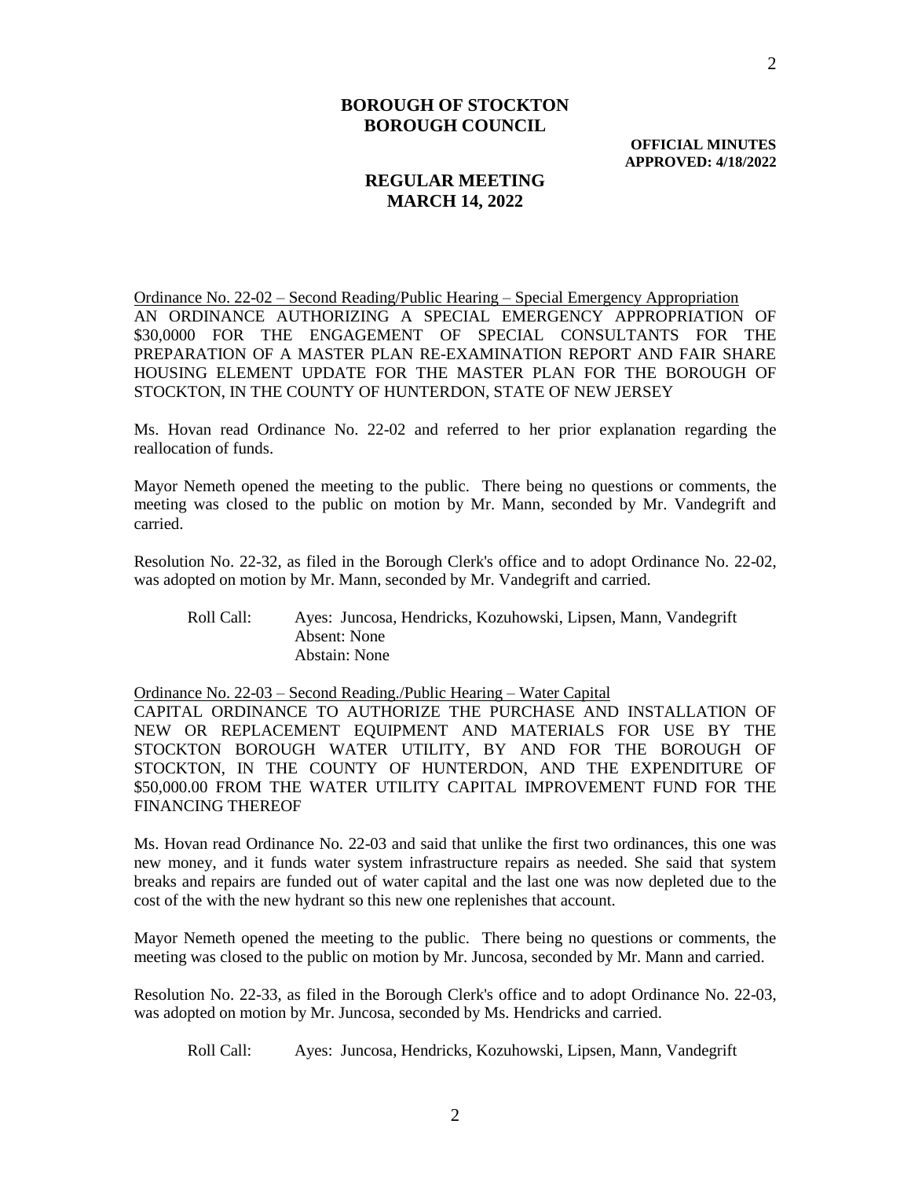**BOROUGH OF STOCKTON**
**BOROUGH COUNCIL**

**OFFICIAL MINUTES**
**APPROVED: 4/18/2022**

**REGULAR MEETING**
**MARCH 14, 2022**

Ordinance No. 22-02 – Second Reading/Public Hearing – Special Emergency Appropriation

AN ORDINANCE AUTHORIZING A SPECIAL EMERGENCY APPROPRIATION OF $30,0000 FOR THE ENGAGEMENT OF SPECIAL CONSULTANTS FOR THE PREPARATION OF A MASTER PLAN RE-EXAMINATION REPORT AND FAIR SHARE HOUSING ELEMENT UPDATE FOR THE MASTER PLAN FOR THE BOROUGH OF STOCKTON, IN THE COUNTY OF HUNTERDON, STATE OF NEW JERSEY

Ms. Hovan read Ordinance No. 22-02 and referred to her prior explanation regarding the reallocation of funds.

Mayor Nemeth opened the meeting to the public. There being no questions or comments, the meeting was closed to the public on motion by Mr. Mann, seconded by Mr. Vandegrift and carried.

Resolution No. 22-32, as filed in the Borough Clerk's office and to adopt Ordinance No. 22-02, was adopted on motion by Mr. Mann, seconded by Mr. Vandegrift and carried.

Roll Call: Ayes: Juncosa, Hendricks, Kozuhowski, Lipsen, Mann, Vandegrift
Absent: None
Abstain: None

Ordinance No. 22-03 – Second Reading./Public Hearing – Water Capital

CAPITAL ORDINANCE TO AUTHORIZE THE PURCHASE AND INSTALLATION OF NEW OR REPLACEMENT EQUIPMENT AND MATERIALS FOR USE BY THE STOCKTON BOROUGH WATER UTILITY, BY AND FOR THE BOROUGH OF STOCKTON, IN THE COUNTY OF HUNTERDON, AND THE EXPENDITURE OF $50,000.00 FROM THE WATER UTILITY CAPITAL IMPROVEMENT FUND FOR THE FINANCING THEREOF

Ms. Hovan read Ordinance No. 22-03 and said that unlike the first two ordinances, this one was new money, and it funds water system infrastructure repairs as needed. She said that system breaks and repairs are funded out of water capital and the last one was now depleted due to the cost of the with the new hydrant so this new one replenishes that account.

Mayor Nemeth opened the meeting to the public. There being no questions or comments, the meeting was closed to the public on motion by Mr. Juncosa, seconded by Mr. Mann and carried.

Resolution No. 22-33, as filed in the Borough Clerk's office and to adopt Ordinance No. 22-03, was adopted on motion by Mr. Juncosa, seconded by Ms. Hendricks and carried.

Roll Call: Ayes: Juncosa, Hendricks, Kozuhowski, Lipsen, Mann, Vandegrift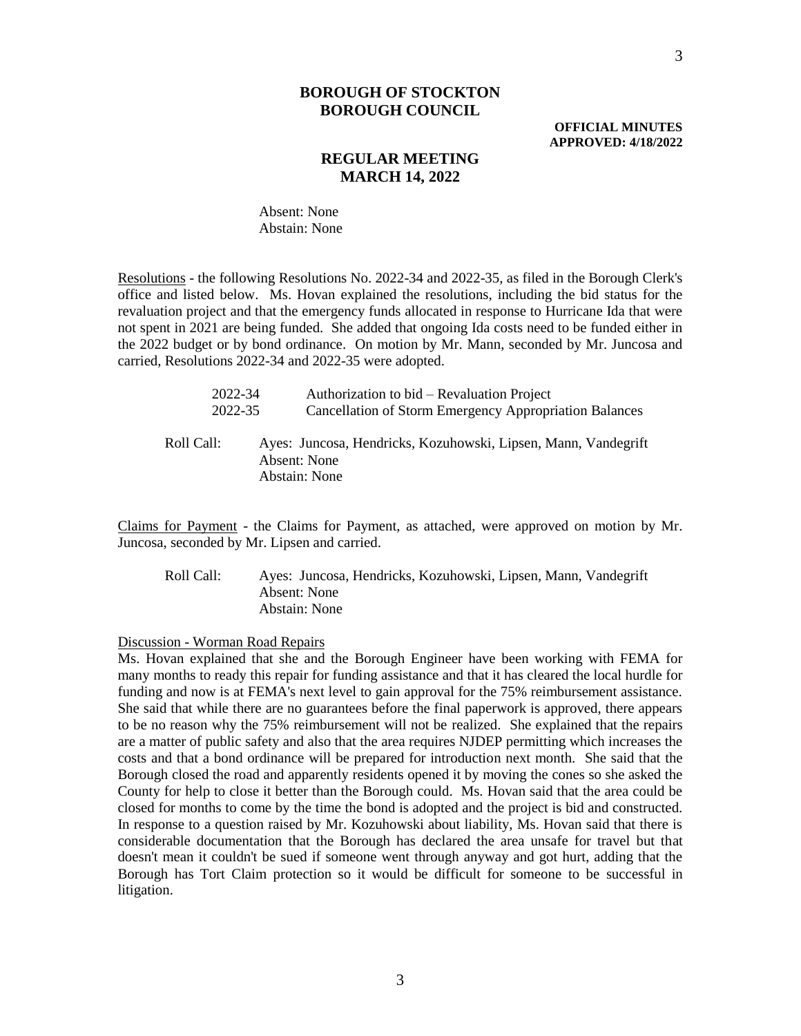**BOROUGH OF STOCKTON**
**BOROUGH COUNCIL**

**OFFICIAL MINUTES**
**APPROVED: 4/18/2022**

**REGULAR MEETING**
**MARCH 14, 2022**

Absent: None
Abstain: None

Resolutions - the following Resolutions No. 2022-34 and 2022-35, as filed in the Borough Clerk's office and listed below. Ms. Hovan explained the resolutions, including the bid status for the revaluation project and that the emergency funds allocated in response to Hurricane Ida that were not spent in 2021 are being funded. She added that ongoing Ida costs need to be funded either in the 2022 budget or by bond ordinance. On motion by Mr. Mann, seconded by Mr. Juncosa and carried, Resolutions 2022-34 and 2022-35 were adopted.

2022-34 Authorization to bid – Revaluation Project
2022-35 Cancellation of Storm Emergency Appropriation Balances

Roll Call: Ayes: Juncosa, Hendricks, Kozuhowski, Lipsen, Mann, Vandegrift
Absent: None
Abstain: None

Claims for Payment - the Claims for Payment, as attached, were approved on motion by Mr. Juncosa, seconded by Mr. Lipsen and carried.

Roll Call: Ayes: Juncosa, Hendricks, Kozuhowski, Lipsen, Mann, Vandegrift
Absent: None
Abstain: None

Discussion - Worman Road Repairs

Ms. Hovan explained that she and the Borough Engineer have been working with FEMA for many months to ready this repair for funding assistance and that it has cleared the local hurdle for funding and now is at FEMA's next level to gain approval for the 75% reimbursement assistance. She said that while there are no guarantees before the final paperwork is approved, there appears to be no reason why the 75% reimbursement will not be realized. She explained that the repairs are a matter of public safety and also that the area requires NJDEP permitting which increases the costs and that a bond ordinance will be prepared for introduction next month. She said that the Borough closed the road and apparently residents opened it by moving the cones so she asked the County for help to close it better than the Borough could. Ms. Hovan said that the area could be closed for months to come by the time the bond is adopted and the project is bid and constructed. In response to a question raised by Mr. Kozuhowski about liability, Ms. Hovan said that there is considerable documentation that the Borough has declared the area unsafe for travel but that doesn't mean it couldn't be sued if someone went through anyway and got hurt, adding that the Borough has Tort Claim protection so it would be difficult for someone to be successful in litigation.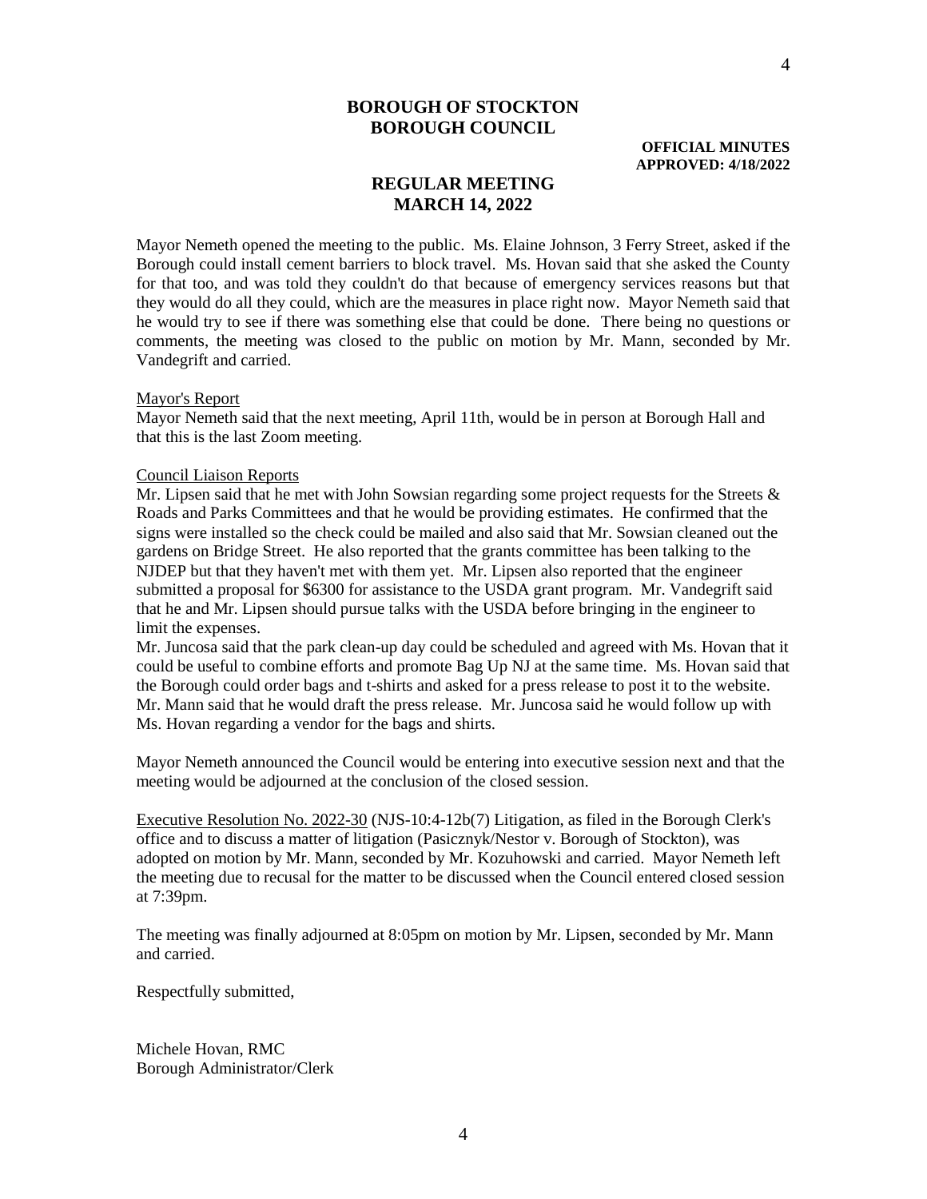**BOROUGH OF STOCKTON**
**BOROUGH COUNCIL**

**OFFICIAL MINUTES**
**APPROVED: 4/18/2022**

**REGULAR MEETING**
**MARCH 14, 2022**

Mayor Nemeth opened the meeting to the public. Ms. Elaine Johnson, 3 Ferry Street, asked if the Borough could install cement barriers to block travel. Ms. Hovan said that she asked the County for that too, and was told they couldn't do that because of emergency services reasons but that they would do all they could, which are the measures in place right now. Mayor Nemeth said that he would try to see if there was something else that could be done. There being no questions or comments, the meeting was closed to the public on motion by Mr. Mann, seconded by Mr. Vandegrift and carried.

Mayor's Report

Mayor Nemeth said that the next meeting, April 11th, would be in person at Borough Hall and that this is the last Zoom meeting.

Council Liaison Reports

Mr. Lipsen said that he met with John Sowsian regarding some project requests for the Streets & Roads and Parks Committees and that he would be providing estimates. He confirmed that the signs were installed so the check could be mailed and also said that Mr. Sowsian cleaned out the gardens on Bridge Street. He also reported that the grants committee has been talking to the NJDEP but that they haven't met with them yet. Mr. Lipsen also reported that the engineer submitted a proposal for $6300 for assistance to the USDA grant program. Mr. Vandegrift said that he and Mr. Lipsen should pursue talks with the USDA before bringing in the engineer to limit the expenses.

Mr. Juncosa said that the park clean-up day could be scheduled and agreed with Ms. Hovan that it could be useful to combine efforts and promote Bag Up NJ at the same time. Ms. Hovan said that the Borough could order bags and t-shirts and asked for a press release to post it to the website. Mr. Mann said that he would draft the press release. Mr. Juncosa said he would follow up with Ms. Hovan regarding a vendor for the bags and shirts.

Mayor Nemeth announced the Council would be entering into executive session next and that the meeting would be adjourned at the conclusion of the closed session.

Executive Resolution No. 2022-30 (NJS-10:4-12b(7) Litigation, as filed in the Borough Clerk's office and to discuss a matter of litigation (Pasicznyk/Nestor v. Borough of Stockton), was adopted on motion by Mr. Mann, seconded by Mr. Kozuhowski and carried. Mayor Nemeth left the meeting due to recusal for the matter to be discussed when the Council entered closed session at 7:39pm.

The meeting was finally adjourned at 8:05pm on motion by Mr. Lipsen, seconded by Mr. Mann and carried.

Respectfully submitted,

Michele Hovan, RMC
Borough Administrator/Clerk